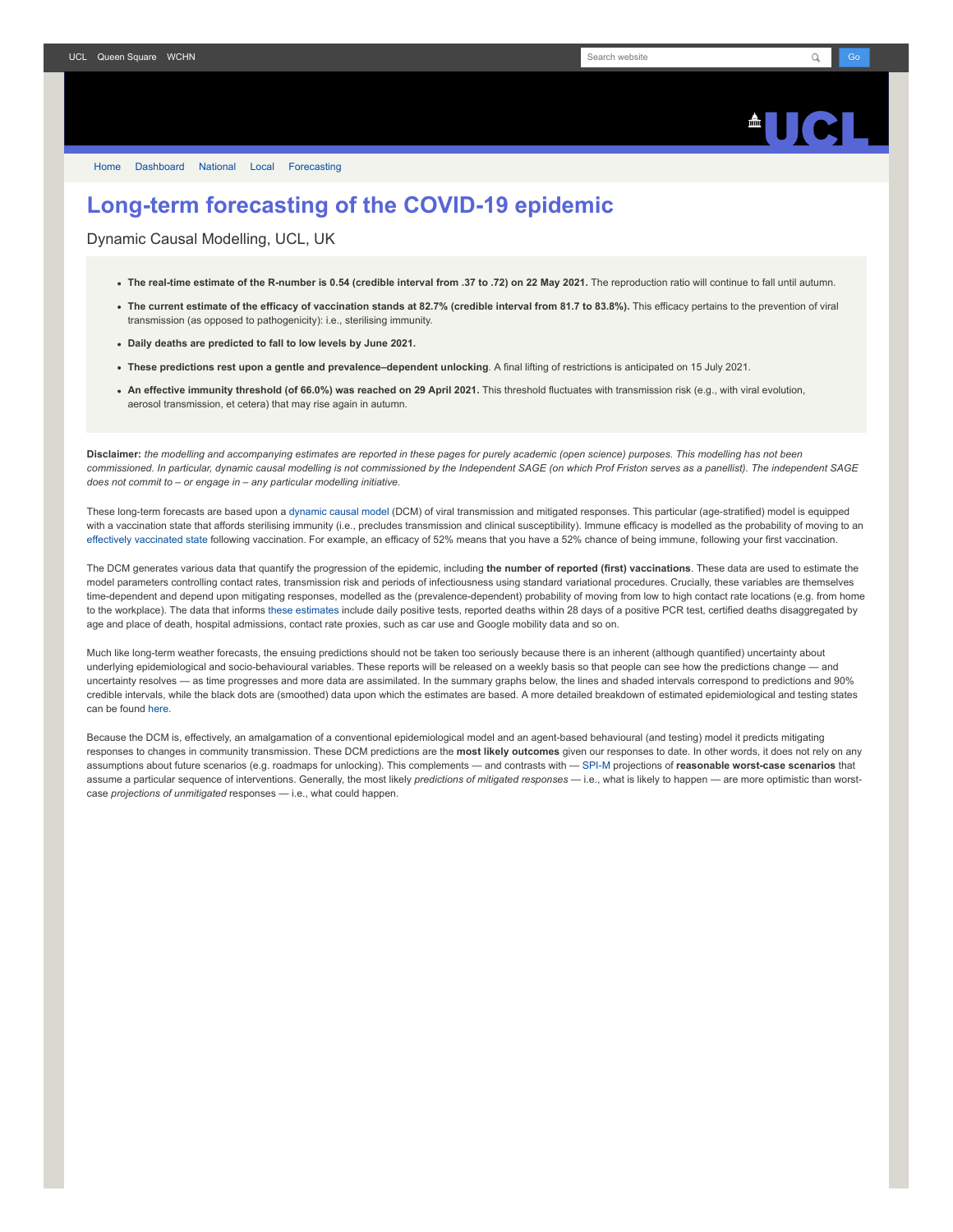# Long-term forecasting of the COVID-19 epidemic

Dynamic Causal Modelling, UCL, UK

- **The real-time estimate of the R-number is 0.54 (credible interval from .37 to .72) on 22 May 2021.** The reproduction ratio will continue to fall until autumn.
- **The current estimate of the efficacy of vaccination stands at 82.7% (credible interval from 81.7 to 83.8%).** This efficacy pertains to the prevention of viral transmission (as opposed to pathogenicity): i.e., sterilising immunity.
- **Daily deaths are predicted to fall to low levels by June 2021.**
- **These predictions rest upon a gentle and prevalence–dependent unlocking**. A final lifting of restrictions is anticipated on 15 July 2021.
- **An effective immunity threshold (of 66.0%) was reached on 29 April 2021.** This threshold fluctuates with transmission risk (e.g., with viral evolution, aerosol transmission, et cetera) that may rise again in autumn.

**Disclaimer:** *the modelling and accompanying estimates are reported in these pages for purely academic (open science) purposes. This modelling has not been commissioned. In particular, dynamic causal modelling is not commissioned by the Independent SAGE (on which Prof Friston serves as a panellist). The independent SAGE does not commit to – or engage in – any particular modelling initiative.*

These long-term forecasts are based upon a dynamic causal model (DCM) of viral transmission and mitigated responses. This particular (age-stratified) model is equipped with a vaccination state that affords sterilising immunity (i.e., precludes transmission and clinical susceptibility). Immune efficacy is modelled as the probability of moving to an effectively vaccinated state following vaccination. For example, an efficacy of 52% means that you have a 52% chance of being immune, following your first vaccination.

The DCM generates various data that quantify the progression of the epidemic, including **the number of reported (first) vaccinations**. These data are used to estimate the model parameters controlling contact rates, transmission risk and periods of infectiousness using standard variational procedures. Crucially, these variables are themselves time-dependent and depend upon mitigating responses, modelled as the (prevalence-dependent) probability of moving from low to high contact rate locations (e.g. from home to the workplace). The data that informs these estimates include daily positive tests, reported deaths within 28 days of a positive PCR test, certified deaths disaggregated by age and place of death, hospital admissions, contact rate proxies, such as car use and Google mobility data and so on.

Much like long-term weather forecasts, the ensuing predictions should not be taken too seriously because there is an inherent (although quantified) uncertainty about underlying epidemiological and socio-behavioural variables. These reports will be released on a weekly basis so that people can see how the predictions change — and uncertainty resolves — as time progresses and more data are assimilated. In the summary graphs below, the lines and shaded intervals correspond to predictions and 90% credible intervals, while the black dots are (smoothed) data upon which the estimates are based. A more detailed breakdown of estimated epidemiological and testing states can be found here.

Because the DCM is, effectively, an amalgamation of a conventional epidemiological model and an agent-based behavioural (and testing) model it predicts mitigating responses to changes in community transmission. These DCM predictions are the **most likely outcomes** given our responses to date. In other words, it does not rely on any assumptions about future scenarios (e.g. roadmaps for unlocking). This complements — and contrasts with — SPI-M projections of **reasonable worst-case scenarios** that assume a particular sequence of interventions. Generally, the most likely *predictions of mitigated responses* — i.e., what is likely to happen — are more optimistic than worst-case *projections of unmitigated* responses — i.e., what could happen.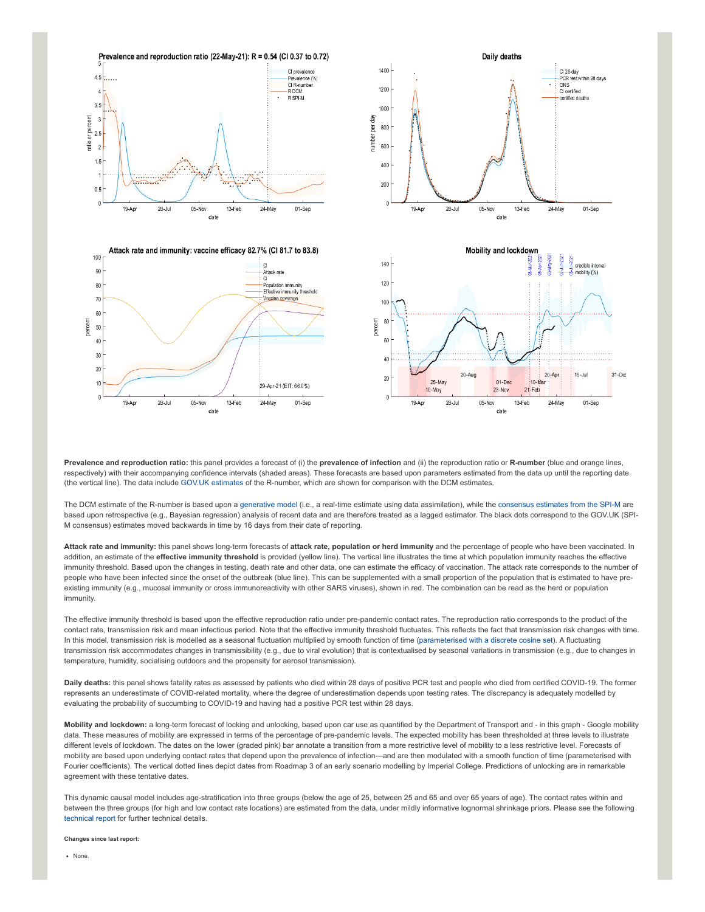**Prevalence and reproduction ratio:** this panel provides a forecast of (i) the **prevalence of infection** and (ii) the reproduction ratio or **R-number** (blue and orange lines, respectively) with their accompanying confidence intervals (shaded areas). These forecasts are based upon parameters estimated from the data up until the reporting date (the vertical line). The data include GOV.UK estimates of the R-number, which are shown for comparison with the DCM estimates.

The DCM estimate of the R-number is based upon a generative model (i.e., a real-time estimate using data assimilation), while the consensus estimates from the SPI-M are based upon retrospective (e.g., Bayesian regression) analysis of recent data and are therefore treated as a lagged estimator. The black dots correspond to the GOV.UK (SPI-M consensus) estimates moved backwards in time by 16 days from their date of reporting.

**Attack rate and immunity:** this panel shows long-term forecasts of **attack rate, population or herd immunity** and the percentage of people who have been vaccinated. In addition, an estimate of the **effective immunity threshold** is provided (yellow line). The vertical line illustrates the time at which population immunity reaches the effective immunity threshold. Based upon the changes in testing, death rate and other data, one can estimate the efficacy of vaccination. The attack rate corresponds to the number of people who have been infected since the onset of the outbreak (blue line). This can be supplemented with a small proportion of the population that is estimated to have pre-existing immunity (e.g., mucosal immunity or cross immunoreactivity with other SARS viruses), shown in red. The combination can be read as the herd or population immunity.

The effective immunity threshold is based upon the effective reproduction ratio under pre-pandemic contact rates. The reproduction ratio corresponds to the product of the contact rate, transmission risk and mean infectious period. Note that the effective immunity threshold fluctuates. This reflects the fact that transmission risk changes with time. In this model, transmission risk is modelled as a seasonal fluctuation multiplied by smooth function of time (parameterised with a discrete cosine set). A fluctuating transmission risk accommodates changes in transmissibility (e.g., due to viral evolution) that is contextualised by seasonal variations in transmission (e.g., due to changes in temperature, humidity, socialising outdoors and the propensity for aerosol transmission).

**Daily deaths:** this panel shows fatality rates as assessed by patients who died within 28 days of positive PCR test and people who died from certified COVID-19. The former represents an underestimate of COVID-related mortality, where the degree of underestimation depends upon testing rates. The discrepancy is adequately modelled by evaluating the probability of succumbing to COVID-19 and having had a positive PCR test within 28 days.

**Mobility and lockdown:** a long-term forecast of locking and unlocking, based upon car use as quantified by the Department of Transport and - in this graph - Google mobility data. These measures of mobility are expressed in terms of the percentage of pre-pandemic levels. The expected mobility has been thresholded at three levels to illustrate different levels of lockdown. The dates on the lower (graded pink) bar annotate a transition from a more restrictive level of mobility to a less restrictive level. Forecasts of mobility are based upon underlying contact rates that depend upon the prevalence of infection—and are then modulated with a smooth function of time (parameterised with Fourier coefficients). The vertical dotted lines depict dates from Roadmap 3 of an early scenario modelling by Imperial College. Predictions of unlocking are in remarkable agreement with these tentative dates.

This dynamic causal model includes age-stratification into three groups (below the age of 25, between 25 and 65 and over 65 years of age). The contact rates within and between the three groups (for high and low contact rate locations) are estimated from the data, under mildly informative lognormal shrinkage priors. Please see the following technical report for further technical details.

**Changes since last report:**

- None.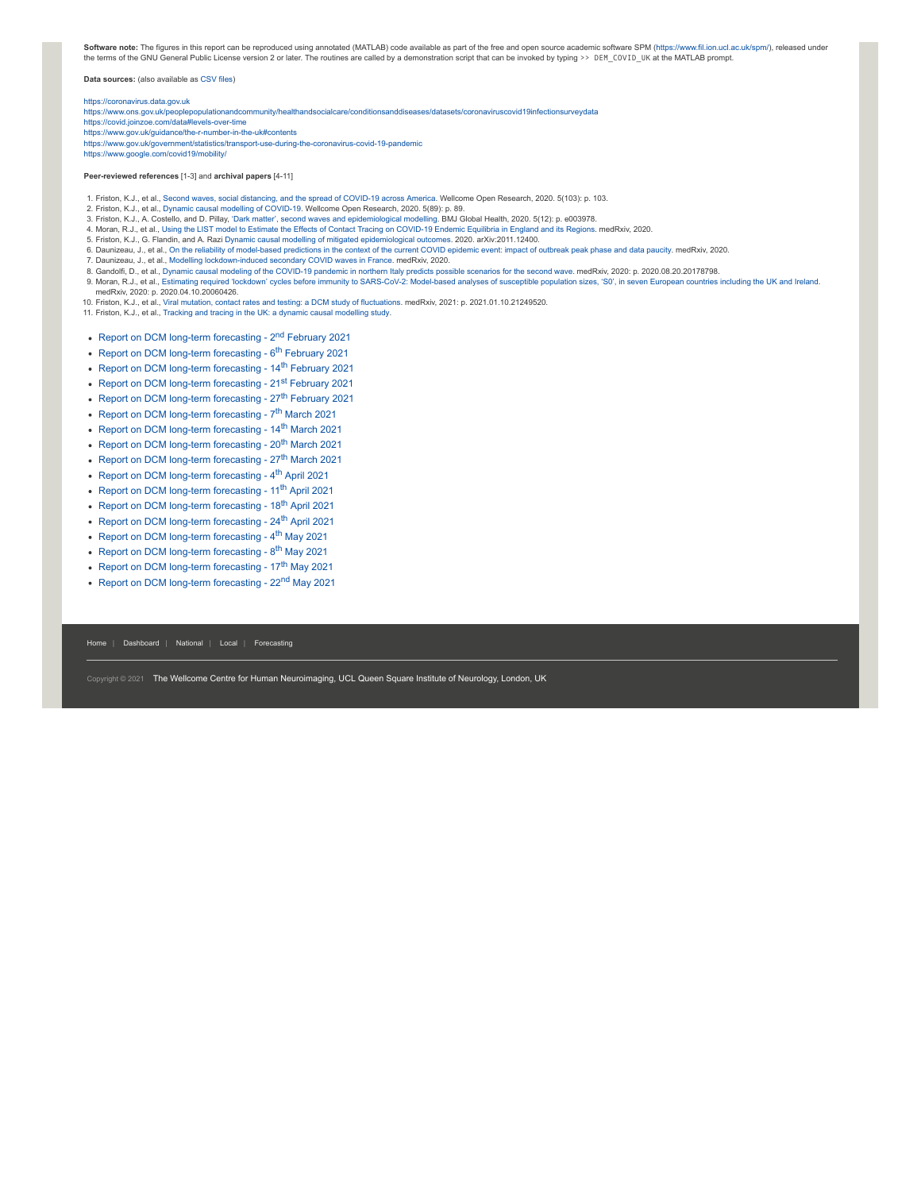**Software note:** The figures in this report can be reproduced using annotated (MATLAB) code available as part of the free and open source academic software SPM (https://www.fil.ion.ucl.ac.uk/spm/), released under the terms of the GNU General Public License version 2 or later. The routines are called by a demonstration script that can be invoked by typing `>> DEM_COVID_UK` at the MATLAB prompt.

**Data sources:** (also available as CSV files)

https://coronavirus.data.gov.uk
https://www.ons.gov.uk/peoplepopulationandcommunity/healthandsocialcare/conditionsanddiseases/datasets/coronaviruscovid19infectionsurveydata
https://covid.joinzoe.com/data#levels-over-time
https://www.gov.uk/guidance/the-r-number-in-the-uk#contents
https://www.gov.uk/government/statistics/transport-use-during-the-coronavirus-covid-19-pandemic
https://www.google.com/covid19/mobility/

**Peer-reviewed references** [1-3] and **archival papers** [4-11]

1. Friston, K.J., et al., Second waves, social distancing, and the spread of COVID-19 across America. Wellcome Open Research, 2020. 5(103): p. 103.
2. Friston, K.J., et al., Dynamic causal modelling of COVID-19. Wellcome Open Research, 2020. 5(89): p. 89.
3. Friston, K.J., A. Costello, and D. Pillay, 'Dark matter', second waves and epidemiological modelling. BMJ Global Health, 2020. 5(12): p. e003978.
4. Moran, R.J., et al., Using the LIST model to Estimate the Effects of Contact Tracing on COVID-19 Endemic Equilibria in England and its Regions. medRxiv, 2020.
5. Friston, K.J., G. Flandin, and A. Razi Dynamic causal modelling of mitigated epidemiological outcomes. 2020. arXiv:2011.12400.
6. Daunizeau, J., et al., On the reliability of model-based predictions in the context of the current COVID epidemic event: impact of outbreak peak phase and data paucity. medRxiv, 2020.
7. Daunizeau, J., et al., Modelling lockdown-induced secondary COVID waves in France. medRxiv, 2020.
8. Gandolfi, D., et al., Dynamic causal modeling of the COVID-19 pandemic in northern Italy predicts possible scenarios for the second wave. medRxiv, 2020: p. 2020.08.20.20178798.
9. Moran, R.J., et al., Estimating required 'lockdown' cycles before immunity to SARS-CoV-2: Model-based analyses of susceptible population sizes, 'S0', in seven European countries including the UK and Ireland. medRxiv, 2020: p. 2020.04.10.20060426.
10. Friston, K.J., et al., Viral mutation, contact rates and testing: a DCM study of fluctuations. medRxiv, 2021: p. 2021.01.10.21249520.
11. Friston, K.J., et al., Tracking and tracing in the UK: a dynamic causal modelling study.

- Report on DCM long-term forecasting - 2nd February 2021
- Report on DCM long-term forecasting - 6th February 2021
- Report on DCM long-term forecasting - 14th February 2021
- Report on DCM long-term forecasting - 21st February 2021
- Report on DCM long-term forecasting - 27th February 2021
- Report on DCM long-term forecasting - 7th March 2021
- Report on DCM long-term forecasting - 14th March 2021
- Report on DCM long-term forecasting - 20th March 2021
- Report on DCM long-term forecasting - 27th March 2021
- Report on DCM long-term forecasting - 4th April 2021
- Report on DCM long-term forecasting - 11th April 2021
- Report on DCM long-term forecasting - 18th April 2021
- Report on DCM long-term forecasting - 24th April 2021
- Report on DCM long-term forecasting - 4th May 2021
- Report on DCM long-term forecasting - 8th May 2021
- Report on DCM long-term forecasting - 17th May 2021
- Report on DCM long-term forecasting - 22nd May 2021

Home | Dashboard | National | Local | Forecasting

Copyright © 2021 The Wellcome Centre for Human Neuroimaging, UCL Queen Square Institute of Neurology, London, UK